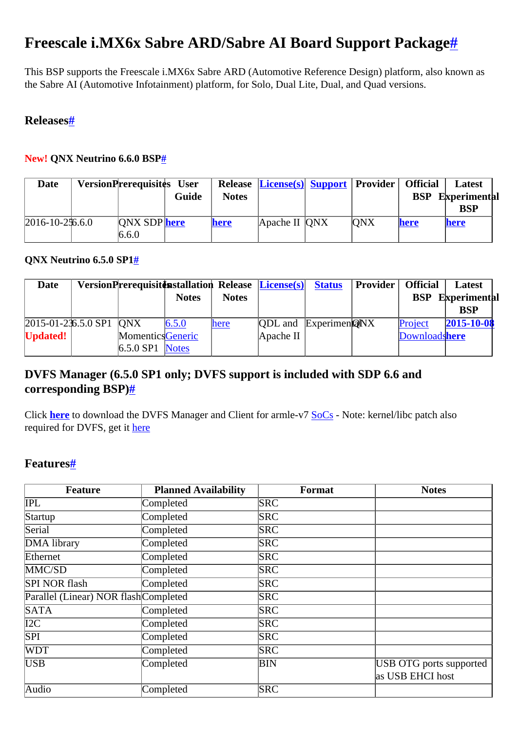# Freescale i.MX6x Sabre ARD/Sabre AI Board Support Package#

This BSP supports the Freescale i.MX6x Sabre ARD (Automotive Reference Design) platform, also known as the Sabre AI (Automotive Infotainment) platform, for Solo, Dual Lite, Dual, and Quad versions.

## Releases#

### New! QNX Neutrino 6.6.0 BSP#

| Date | Version | Prerequisites | User Guide | Release Notes | License(s) | Support | Provider | Official BSP | Latest Experimental BSP |
|---|---|---|---|---|---|---|---|---|---|
| 2016-10-25 | 6.6.0 | QNX SDP 6.6.0 | here | here | Apache II | QNX | QNX | here | here |

### QNX Neutrino 6.5.0 SP1#

| Date | Version | Prerequisites | Installation Notes | Release Notes | License(s) | Status | Provider | Official BSP | Latest Experimental BSP |
|---|---|---|---|---|---|---|---|---|---|
| 2015-01-23 **Updated!** | 6.5.0 SP1 | QNX Momentics 6.5.0 SP1 | 6.5.0 Generic Notes | here | QDL and Apache II | Experimental | QNX | Project Downloads | **2015-10-08 here** |

## DVFS Manager (6.5.0 SP1 only; DVFS support is included with SDP 6.6 and corresponding BSP)#

Click **here** to download the DVFS Manager and Client for armle-v7 SoCs - Note: kernel/libc patch also required for DVFS, get it here

## Features#

| Feature | Planned Availability | Format | Notes |
|---|---|---|---|
| IPL | Completed | SRC | |
| Startup | Completed | SRC | |
| Serial | Completed | SRC | |
| DMA library | Completed | SRC | |
| Ethernet | Completed | SRC | |
| MMC/SD | Completed | SRC | |
| SPI NOR flash | Completed | SRC | |
| Parallel (Linear) NOR flash | Completed | SRC | |
| SATA | Completed | SRC | |
| I2C | Completed | SRC | |
| SPI | Completed | SRC | |
| WDT | Completed | SRC | |
| USB | Completed | BIN | USB OTG ports supported as USB EHCI host |
| Audio | Completed | SRC | |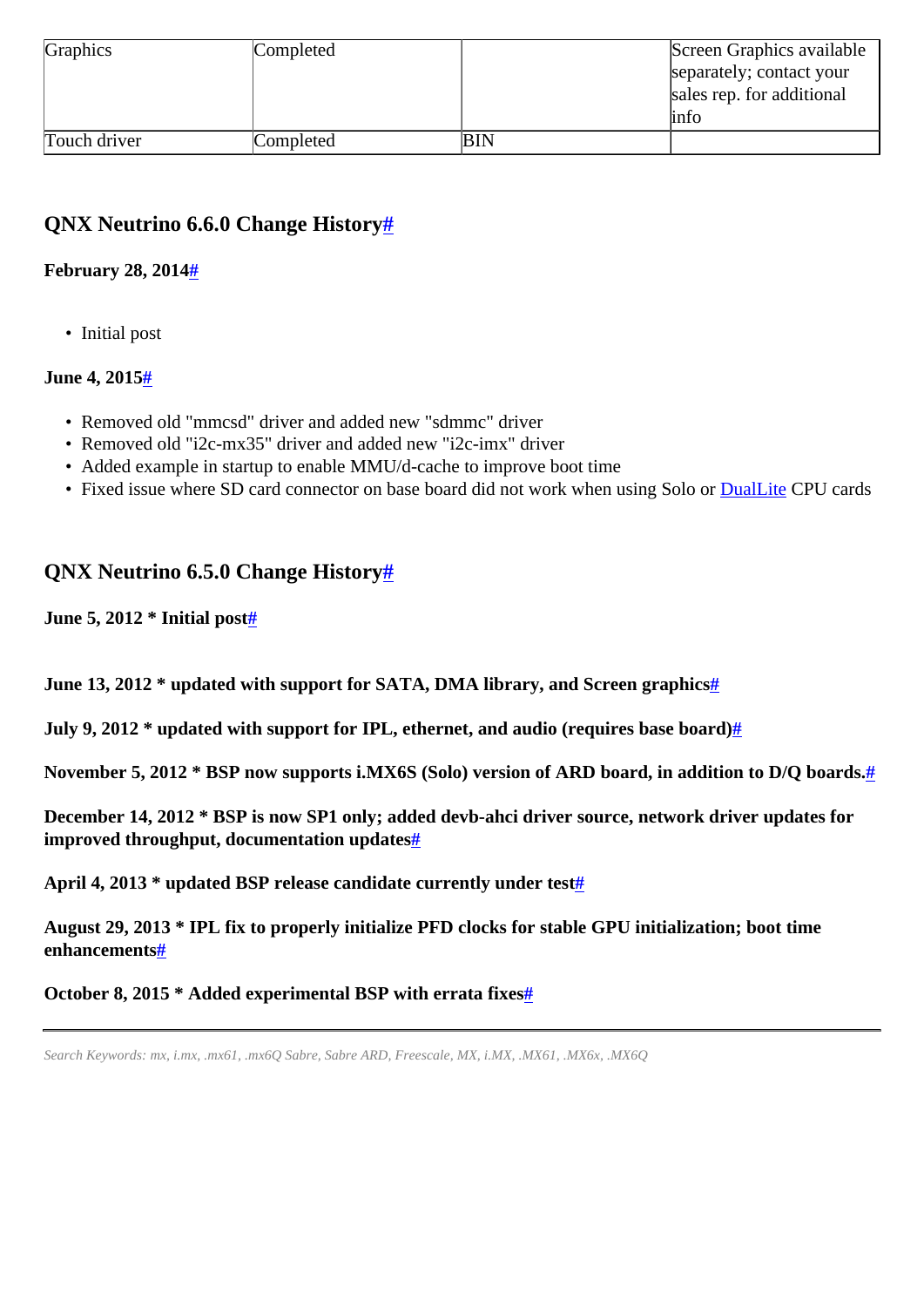| | | | |
|---|---|---|---|
| Graphics | Completed | | Screen Graphics available separately; contact your sales rep. for additional info |
| Touch driver | Completed | BIN | |

## QNX Neutrino 6.6.0 Change History#

### February 28, 2014#

- Initial post

### June 4, 2015#

- Removed old "mmcsd" driver and added new "sdmmc" driver
- Removed old "i2c-mx35" driver and added new "i2c-imx" driver
- Added example in startup to enable MMU/d-cache to improve boot time
- Fixed issue where SD card connector on base board did not work when using Solo or DualLite CPU cards

## QNX Neutrino 6.5.0 Change History#

### June 5, 2012 * Initial post#

### June 13, 2012 * updated with support for SATA, DMA library, and Screen graphics#

### July 9, 2012 * updated with support for IPL, ethernet, and audio (requires base board)#

### November 5, 2012 * BSP now supports i.MX6S (Solo) version of ARD board, in addition to D/Q boards.#

### December 14, 2012 * BSP is now SP1 only; added devb-ahci driver source, network driver updates for improved throughput, documentation updates#

### April 4, 2013 * updated BSP release candidate currently under test#

### August 29, 2013 * IPL fix to properly initialize PFD clocks for stable GPU initialization; boot time enhancements#

### October 8, 2015 * Added experimental BSP with errata fixes#

---

*Search Keywords: mx, i.mx, .mx61, .mx6Q Sabre, Sabre ARD, Freescale, MX, i.MX, .MX61, .MX6x, .MX6Q*